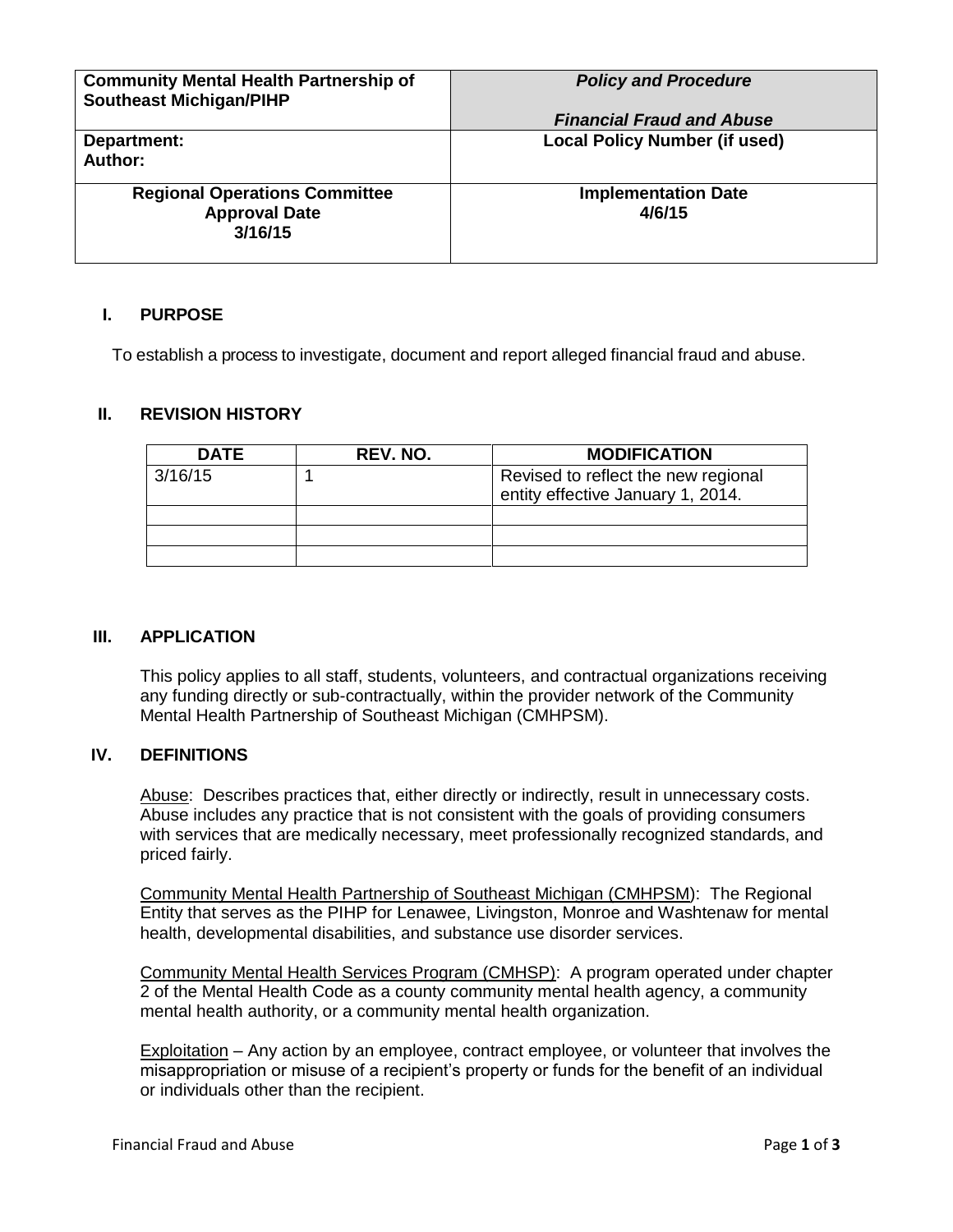| **Community Mental Health Partnership of Southeast Michigan/PIHP** | ***Policy and Procedure*** <br><br> ***Financial Fraud and Abuse*** |
|---|---|
| **Department:** <br> **Author:** | **Local Policy Number (if used)** |
| **Regional Operations Committee Approval Date 3/16/15** | **Implementation Date 4/6/15** |

## I. PURPOSE

To establish a process to investigate, document and report alleged financial fraud and abuse.

## II. REVISION HISTORY

| DATE | REV. NO. | MODIFICATION |
|---|---|---|
| 3/16/15 | 1 | Revised to reflect the new regional entity effective January 1, 2014. |
| | | |
| | | |
| | | |

## III. APPLICATION

This policy applies to all staff, students, volunteers, and contractual organizations receiving any funding directly or sub-contractually, within the provider network of the Community Mental Health Partnership of Southeast Michigan (CMHPSM).

## IV. DEFINITIONS

Abuse: Describes practices that, either directly or indirectly, result in unnecessary costs. Abuse includes any practice that is not consistent with the goals of providing consumers with services that are medically necessary, meet professionally recognized standards, and priced fairly.

Community Mental Health Partnership of Southeast Michigan (CMHPSM): The Regional Entity that serves as the PIHP for Lenawee, Livingston, Monroe and Washtenaw for mental health, developmental disabilities, and substance use disorder services.

Community Mental Health Services Program (CMHSP): A program operated under chapter 2 of the Mental Health Code as a county community mental health agency, a community mental health authority, or a community mental health organization.

Exploitation – Any action by an employee, contract employee, or volunteer that involves the misappropriation or misuse of a recipient's property or funds for the benefit of an individual or individuals other than the recipient.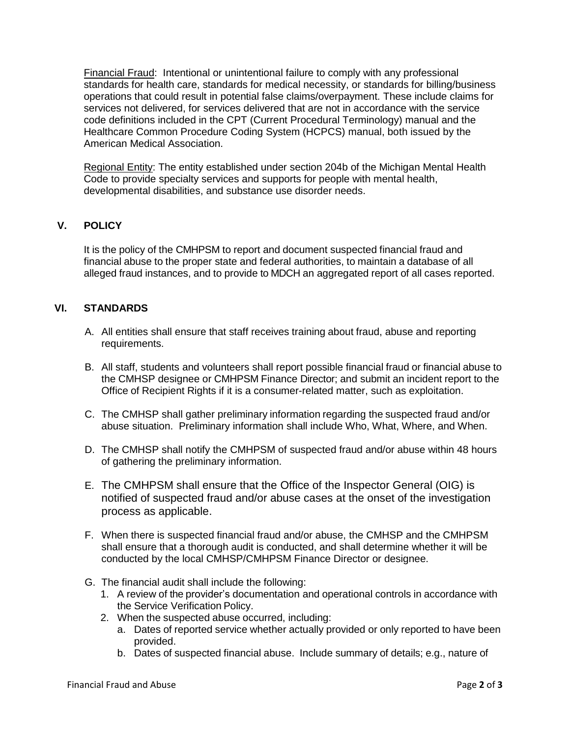Financial Fraud: Intentional or unintentional failure to comply with any professional standards for health care, standards for medical necessity, or standards for billing/business operations that could result in potential false claims/overpayment. These include claims for services not delivered, for services delivered that are not in accordance with the service code definitions included in the CPT (Current Procedural Terminology) manual and the Healthcare Common Procedure Coding System (HCPCS) manual, both issued by the American Medical Association.

Regional Entity: The entity established under section 204b of the Michigan Mental Health Code to provide specialty services and supports for people with mental health, developmental disabilities, and substance use disorder needs.

## V. POLICY

It is the policy of the CMHPSM to report and document suspected financial fraud and financial abuse to the proper state and federal authorities, to maintain a database of all alleged fraud instances, and to provide to MDCH an aggregated report of all cases reported.

## VI. STANDARDS

A. All entities shall ensure that staff receives training about fraud, abuse and reporting requirements.

B. All staff, students and volunteers shall report possible financial fraud or financial abuse to the CMHSP designee or CMHPSM Finance Director; and submit an incident report to the Office of Recipient Rights if it is a consumer-related matter, such as exploitation.

C. The CMHSP shall gather preliminary information regarding the suspected fraud and/or abuse situation. Preliminary information shall include Who, What, Where, and When.

D. The CMHSP shall notify the CMHPSM of suspected fraud and/or abuse within 48 hours of gathering the preliminary information.

E. The CMHPSM shall ensure that the Office of the Inspector General (OIG) is notified of suspected fraud and/or abuse cases at the onset of the investigation process as applicable.

F. When there is suspected financial fraud and/or abuse, the CMHSP and the CMHPSM shall ensure that a thorough audit is conducted, and shall determine whether it will be conducted by the local CMHSP/CMHPSM Finance Director or designee.

G. The financial audit shall include the following:
   1. A review of the provider's documentation and operational controls in accordance with the Service Verification Policy.
   2. When the suspected abuse occurred, including:
      a. Dates of reported service whether actually provided or only reported to have been provided.
      b. Dates of suspected financial abuse. Include summary of details; e.g., nature of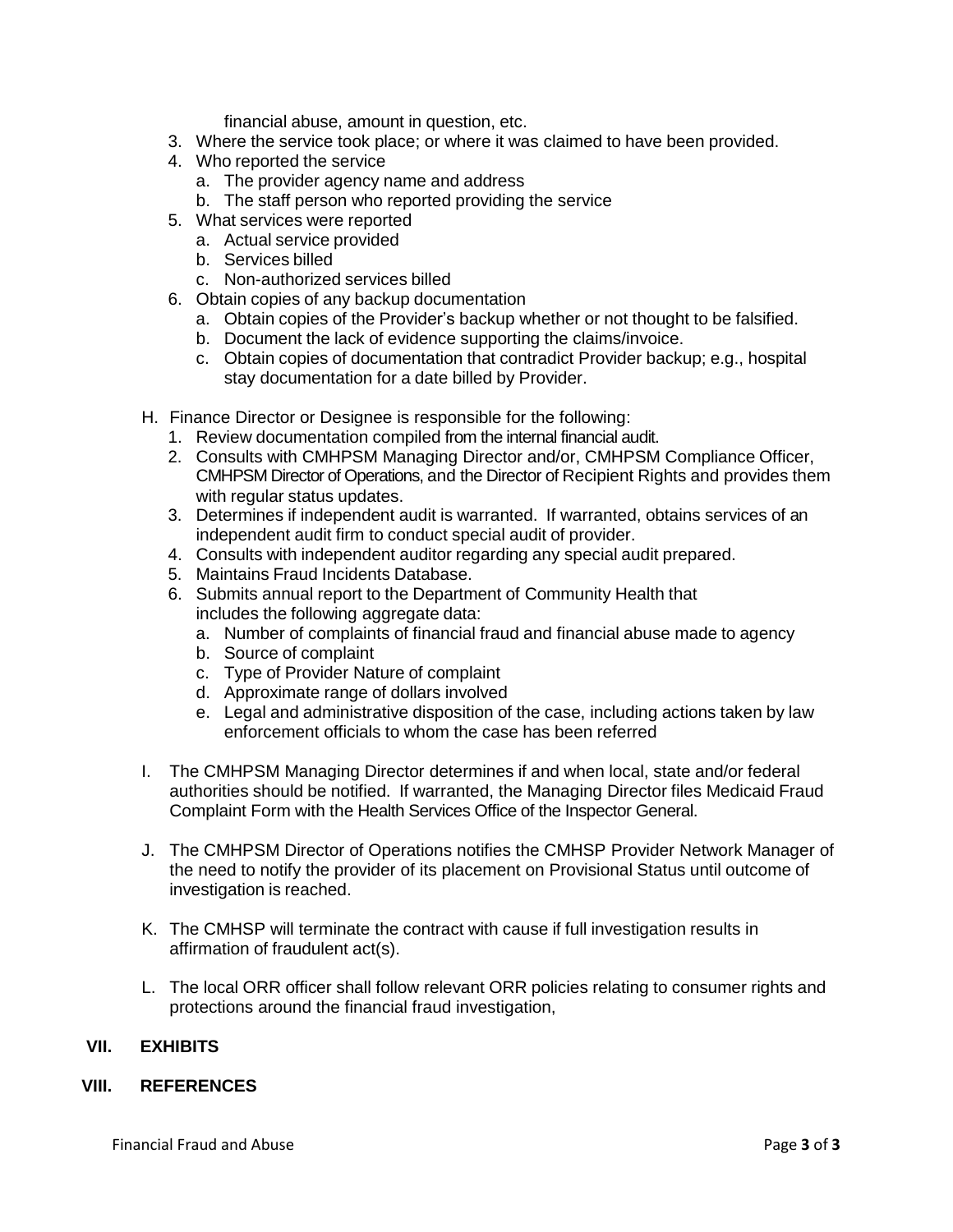financial abuse, amount in question, etc.

3. Where the service took place; or where it was claimed to have been provided.
4. Who reported the service
   a. The provider agency name and address
   b. The staff person who reported providing the service
5. What services were reported
   a. Actual service provided
   b. Services billed
   c. Non-authorized services billed
6. Obtain copies of any backup documentation
   a. Obtain copies of the Provider's backup whether or not thought to be falsified.
   b. Document the lack of evidence supporting the claims/invoice.
   c. Obtain copies of documentation that contradict Provider backup; e.g., hospital stay documentation for a date billed by Provider.

H. Finance Director or Designee is responsible for the following:
   1. Review documentation compiled from the internal financial audit.
   2. Consults with CMHPSM Managing Director and/or, CMHPSM Compliance Officer, CMHPSM Director of Operations, and the Director of Recipient Rights and provides them with regular status updates.
   3. Determines if independent audit is warranted. If warranted, obtains services of an independent audit firm to conduct special audit of provider.
   4. Consults with independent auditor regarding any special audit prepared.
   5. Maintains Fraud Incidents Database.
   6. Submits annual report to the Department of Community Health that includes the following aggregate data:
      a. Number of complaints of financial fraud and financial abuse made to agency
      b. Source of complaint
      c. Type of Provider Nature of complaint
      d. Approximate range of dollars involved
      e. Legal and administrative disposition of the case, including actions taken by law enforcement officials to whom the case has been referred

I. The CMHPSM Managing Director determines if and when local, state and/or federal authorities should be notified. If warranted, the Managing Director files Medicaid Fraud Complaint Form with the Health Services Office of the Inspector General.

J. The CMHPSM Director of Operations notifies the CMHSP Provider Network Manager of the need to notify the provider of its placement on Provisional Status until outcome of investigation is reached.

K. The CMHSP will terminate the contract with cause if full investigation results in affirmation of fraudulent act(s).

L. The local ORR officer shall follow relevant ORR policies relating to consumer rights and protections around the financial fraud investigation,

## VII. EXHIBITS

## VIII. REFERENCES